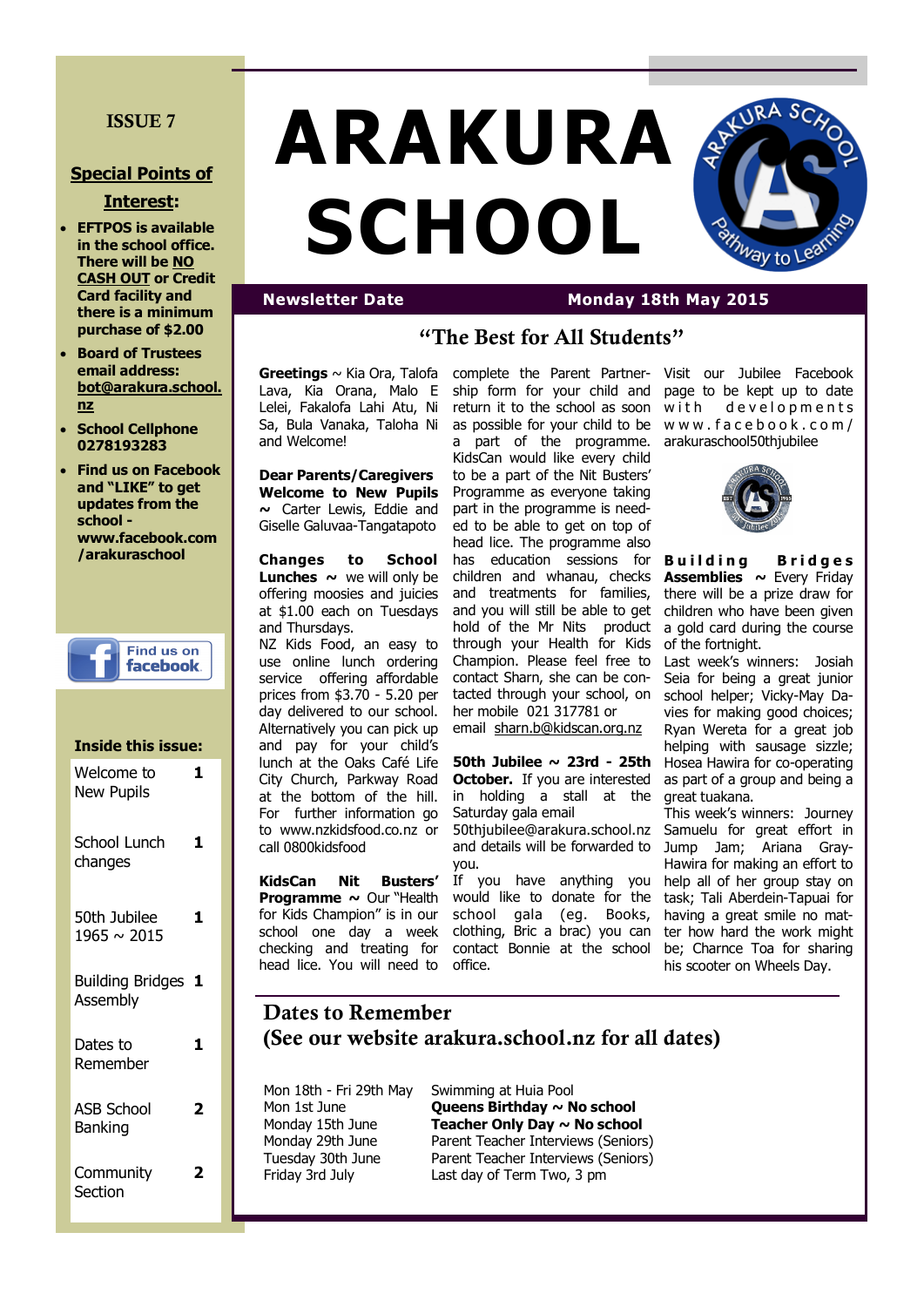ISSUE 7

**Special Points of Interest:**

- **EFTPOS is available in the school office. There will be NO CASH OUT or Credit Card facility and there is a minimum purchase of $2.00**
- **Board of Trustees email address: bot@arakura.school.nz**
- **School Cellphone 0278193283**
- **Find us on Facebook and "LIKE" to get updates from the school - www.facebook.com/arakuraschool**

Find us on facebook

**Inside this issue:**

| | |
|---|---|
| Welcome to New Pupils | 1 |
| School Lunch changes | 1 |
| 50th Jubilee 1965 ~ 2015 | 1 |
| Building Bridges Assembly | 1 |
| Dates to Remember | 1 |
| ASB School Banking | 2 |
| Community Section | 2 |

# ARAKURA SCHOOL

ARAKURA SCHOOL — Pathway to Learning

**Newsletter Date** **Monday 18th May 2015**

## "The Best for All Students"

**Greetings** ~ Kia Ora, Talofa Lava, Kia Orana, Malo E Lelei, Fakalofa Lahi Atu, Ni Sa, Bula Vanaka, Taloha Ni and Welcome!

**Dear Parents/Caregivers**

**Welcome to New Pupils ~** Carter Lewis, Eddie and Giselle Galuvaa-Tangatapoto

**Changes to School Lunches ~** we will only be offering moosies and juicies at $1.00 each on Tuesdays and Thursdays.

NZ Kids Food, an easy to use online lunch ordering service offering affordable prices from $3.70 - 5.20 per day delivered to our school. Alternatively you can pick up and pay for your child's lunch at the Oaks Café Life City Church, Parkway Road at the bottom of the hill. For further information go to www.nzkidsfood.co.nz or call 0800kidsfood

**KidsCan Nit Busters' Programme ~** Our "Health for Kids Champion" is in our school one day a week checking and treating for head lice. You will need to complete the Parent Partnership form for your child and return it to the school as soon as possible for your child to be a part of the programme. KidsCan would like every child to be a part of the Nit Busters' Programme as everyone taking part in the programme is needed to be able to get on top of head lice. The programme also has education sessions for children and whanau, checks and treatments for families, and you will still be able to get hold of the Mr Nits product through your Health for Kids Champion. Please feel free to contact Sharn, she can be contacted through your school, on her mobile 021 317781 or email sharn.b@kidscan.org.nz

**50th Jubilee ~ 23rd - 25th October.** If you are interested in holding a stall at the Saturday gala email 50thjubilee@arakura.school.nz and details will be forwarded to you.

If you have anything you would like to donate for the school gala (eg. Books, clothing, Bric a brac) you can contact Bonnie at the school office.

Visit our Jubilee Facebook page to be kept up to date with developments www.facebook.com/arakuraschool50thjubilee

**Building Bridges Assemblies ~** Every Friday there will be a prize draw for children who have been given a gold card during the course of the fortnight.

Last week's winners: Josiah Seia for being a great junior school helper; Vicky-May Davies for making good choices; Ryan Wereta for a great job helping with sausage sizzle; Hosea Hawira for co-operating as part of a group and being a great tuakana.

This week's winners: Journey Samuelu for great effort in Jump Jam; Ariana Gray-Hawira for making an effort to help all of her group stay on task; Tali Aberdein-Tapuai for having a great smile no matter how hard the work might be; Charnce Toa for sharing his scooter on Wheels Day.

## Dates to Remember (See our website arakura.school.nz for all dates)

| | |
|---|---|
| Mon 18th - Fri 29th May | Swimming at Huia Pool |
| Mon 1st June | **Queens Birthday ~ No school** |
| Monday 15th June | **Teacher Only Day ~ No school** |
| Monday 29th June | Parent Teacher Interviews (Seniors) |
| Tuesday 30th June | Parent Teacher Interviews (Seniors) |
| Friday 3rd July | Last day of Term Two, 3 pm |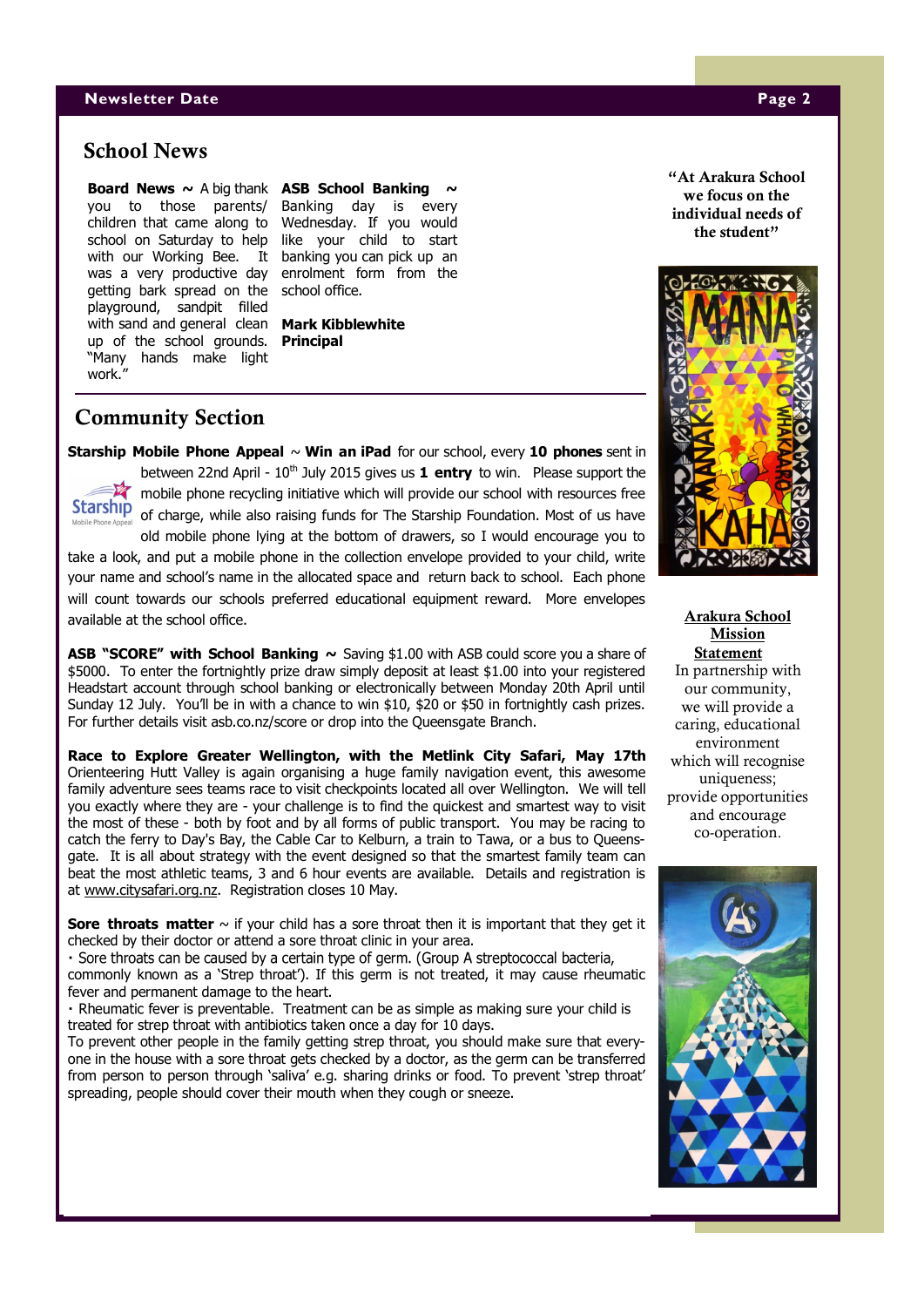## School News

**Board News ~** A big thank you to those parents/children that came along to school on Saturday to help with our Working Bee. It was a very productive day getting bark spread on the playground, sandpit filled with sand and general clean up of the school grounds. "Many hands make light work."

**ASB School Banking ~** Banking day is every Wednesday. If you would like your child to start banking you can pick up an enrolment form from the school office.

**Mark Kibblewhite**
**Principal**

## Community Section

**Starship Mobile Phone Appeal** ~ **Win an iPad** for our school, every **10 phones** sent in between 22nd April - 10th July 2015 gives us **1 entry** to win. Please support the mobile phone recycling initiative which will provide our school with resources free of charge, while also raising funds for The Starship Foundation. Most of us have old mobile phone lying at the bottom of drawers, so I would encourage you to take a look, and put a mobile phone in the collection envelope provided to your child, write your name and school's name in the allocated space and return back to school. Each phone will count towards our schools preferred educational equipment reward. More envelopes available at the school office.

**ASB "SCORE" with School Banking ~** Saving $1.00 with ASB could score you a share of $5000. To enter the fortnightly prize draw simply deposit at least $1.00 into your registered Headstart account through school banking or electronically between Monday 20th April until Sunday 12 July. You'll be in with a chance to win $10, $20 or $50 in fortnightly cash prizes. For further details visit asb.co.nz/score or drop into the Queensgate Branch.

**Race to Explore Greater Wellington, with the Metlink City Safari, May 17th** Orienteering Hutt Valley is again organising a huge family navigation event, this awesome family adventure sees teams race to visit checkpoints located all over Wellington. We will tell you exactly where they are - your challenge is to find the quickest and smartest way to visit the most of these - both by foot and by all forms of public transport. You may be racing to catch the ferry to Day's Bay, the Cable Car to Kelburn, a train to Tawa, or a bus to Queensgate. It is all about strategy with the event designed so that the smartest family team can beat the most athletic teams, 3 and 6 hour events are available. Details and registration is at www.citysafari.org.nz. Registration closes 10 May.

**Sore throats matter** ~ if your child has a sore throat then it is important that they get it checked by their doctor or attend a sore throat clinic in your area.

- Sore throats can be caused by a certain type of germ. (Group A streptococcal bacteria, commonly known as a 'Strep throat'). If this germ is not treated, it may cause rheumatic fever and permanent damage to the heart.
- Rheumatic fever is preventable. Treatment can be as simple as making sure your child is treated for strep throat with antibiotics taken once a day for 10 days.

To prevent other people in the family getting strep throat, you should make sure that everyone in the house with a sore throat gets checked by a doctor, as the germ can be transferred from person to person through 'saliva' e.g. sharing drinks or food. To prevent 'strep throat' spreading, people should cover their mouth when they cough or sneeze.

**"At Arakura School we focus on the individual needs of the student"**

**Arakura School Mission Statement**

In partnership with our community, we will provide a caring, educational environment which will recognise uniqueness; provide opportunities and encourage co-operation.